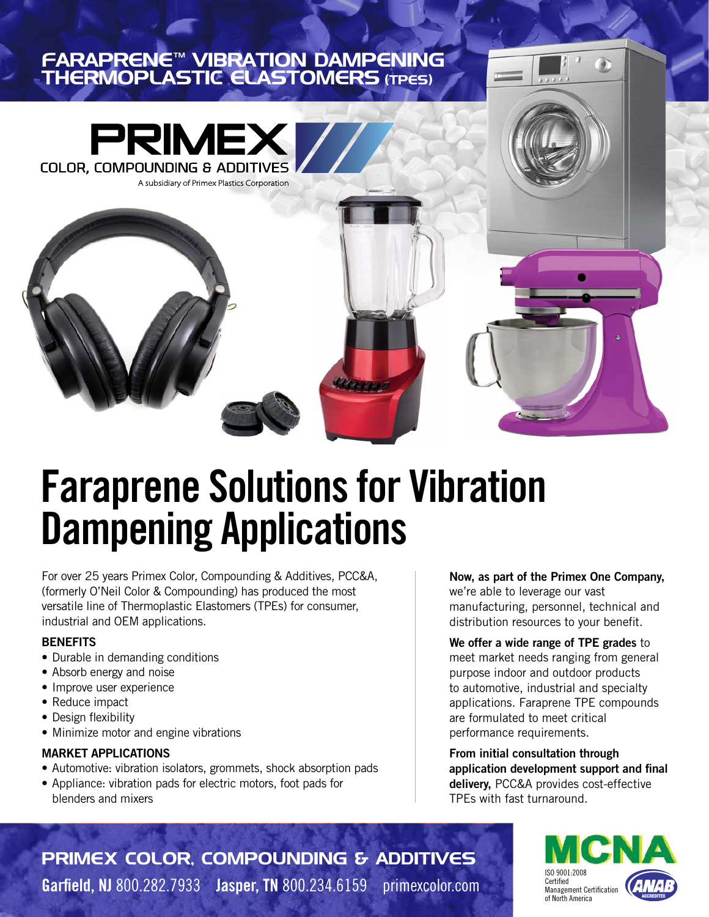# FARAPRENE™ VIBRATION DAMPENING THERMOPLASTIC ELASTOMERS (TPES)

**PRIMEX**
COLOR, COMPOUNDING & ADDITIVES
A subsidiary of Primex Plastics Corporation

# Faraprene Solutions for Vibration Dampening Applications

For over 25 years Primex Color, Compounding & Additives, PCC&A, (formerly O'Neil Color & Compounding) has produced the most versatile line of Thermoplastic Elastomers (TPEs) for consumer, industrial and OEM applications.

### BENEFITS

- Durable in demanding conditions
- Absorb energy and noise
- Improve user experience
- Reduce impact
- Design flexibility
- Minimize motor and engine vibrations

### MARKET APPLICATIONS

- Automotive: vibration isolators, grommets, shock absorption pads
- Appliance: vibration pads for electric motors, foot pads for blenders and mixers

**Now, as part of the Primex One Company,** we're able to leverage our vast manufacturing, personnel, technical and distribution resources to your benefit.

**We offer a wide range of TPE grades** to meet market needs ranging from general purpose indoor and outdoor products to automotive, industrial and specialty applications. Faraprene TPE compounds are formulated to meet critical performance requirements.

**From initial consultation through application development support and final delivery,** PCC&A provides cost-effective TPEs with fast turnaround.

## PRIMEX COLOR, COMPOUNDING & ADDITIVES

**Garfield, NJ** 800.282.7933 **Jasper, TN** 800.234.6159 primexcolor.com

MCNA
ISO 9001:2008 Certified
Management Certification of North America
ANAB ACCREDITED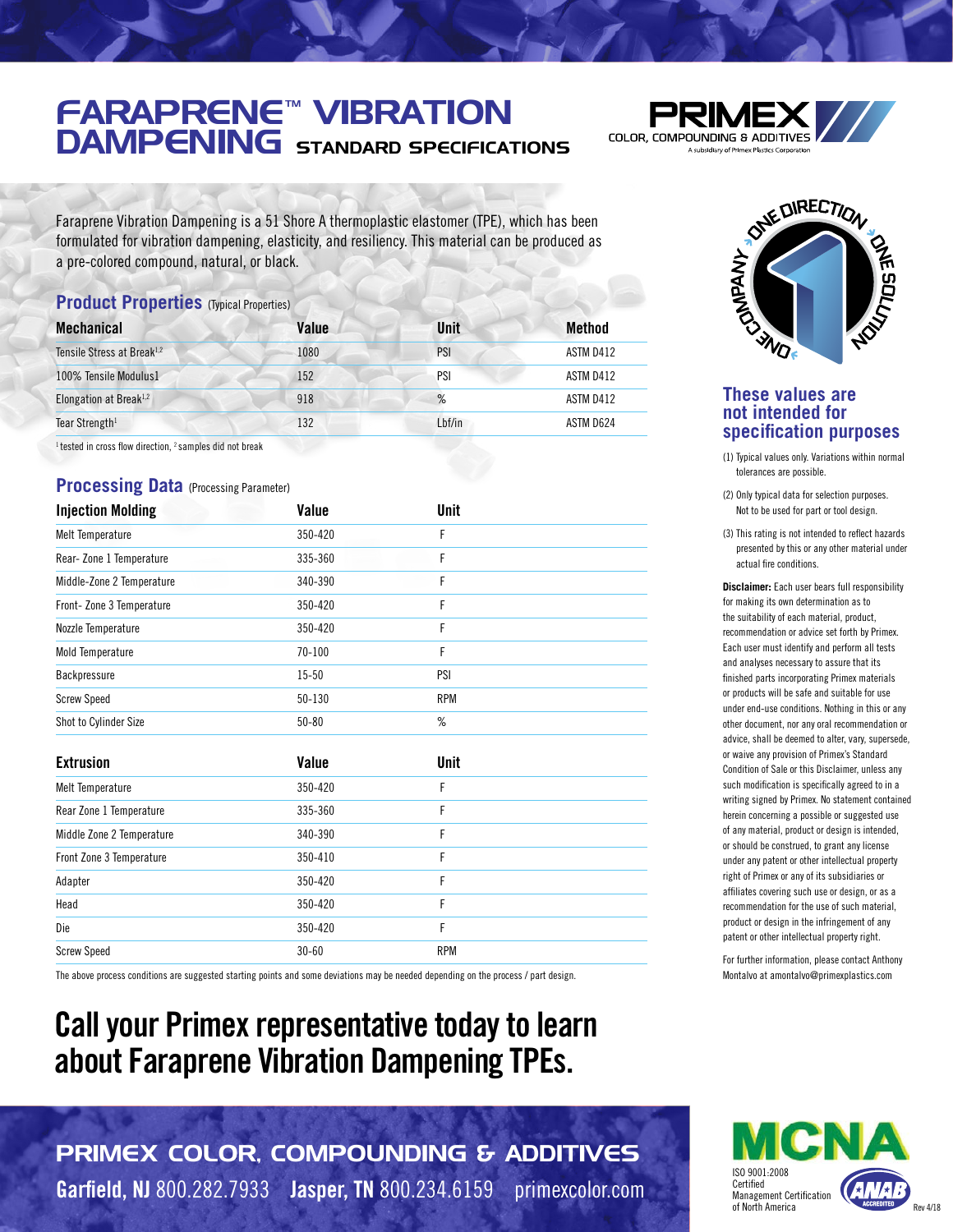# FARAPRENE™ VIBRATION DAMPENING STANDARD SPECIFICATIONS

PRIMEX COLOR, COMPOUNDING & ADDITIVES
A subsidiary of Primex Plastics Corporation

Faraprene Vibration Dampening is a 51 Shore A thermoplastic elastomer (TPE), which has been formulated for vibration dampening, elasticity, and resiliency. This material can be produced as a pre-colored compound, natural, or black.

## Product Properties (Typical Properties)

| Mechanical | Value | Unit | Method |
|---|---|---|---|
| Tensile Stress at Break[1,2] | 1080 | PSI | ASTM D412 |
| 100% Tensile Modulus1 | 152 | PSI | ASTM D412 |
| Elongation at Break[1,2] | 918 | % | ASTM D412 |
| Tear Strength[1] | 132 | Lbf/in | ASTM D624 |

[1] tested in cross flow direction, [2] samples did not break

## Processing Data (Processing Parameter)

| Injection Molding | Value | Unit |
|---|---|---|
| Melt Temperature | 350-420 | F |
| Rear- Zone 1 Temperature | 335-360 | F |
| Middle-Zone 2 Temperature | 340-390 | F |
| Front- Zone 3 Temperature | 350-420 | F |
| Nozzle Temperature | 350-420 | F |
| Mold Temperature | 70-100 | F |
| Backpressure | 15-50 | PSI |
| Screw Speed | 50-130 | RPM |
| Shot to Cylinder Size | 50-80 | % |

| Extrusion | Value | Unit |
|---|---|---|
| Melt Temperature | 350-420 | F |
| Rear Zone 1 Temperature | 335-360 | F |
| Middle Zone 2 Temperature | 340-390 | F |
| Front Zone 3 Temperature | 350-410 | F |
| Adapter | 350-420 | F |
| Head | 350-420 | F |
| Die | 350-420 | F |
| Screw Speed | 30-60 | RPM |

The above process conditions are suggested starting points and some deviations may be needed depending on the process / part design.

## Call your Primex representative today to learn about Faraprene Vibration Dampening TPEs.

ONE COMPANY · ONE DIRECTION · ONE SOLUTION

### These values are not intended for specification purposes

(1) Typical values only. Variations within normal tolerances are possible.

(2) Only typical data for selection purposes. Not to be used for part or tool design.

(3) This rating is not intended to reflect hazards presented by this or any other material under actual fire conditions.

**Disclaimer:** Each user bears full responsibility for making its own determination as to the suitability of each material, product, recommendation or advice set forth by Primex. Each user must identify and perform all tests and analyses necessary to assure that its finished parts incorporating Primex materials or products will be safe and suitable for use under end-use conditions. Nothing in this or any other document, nor any oral recommendation or advice, shall be deemed to alter, vary, supersede, or waive any provision of Primex's Standard Condition of Sale or this Disclaimer, unless any such modification is specifically agreed to in a writing signed by Primex. No statement contained herein concerning a possible or suggested use of any material, product or design is intended, or should be construed, to grant any license under any patent or other intellectual property right of Primex or any of its subsidiaries or affiliates covering such use or design, or as a recommendation for the use of such material, product or design in the infringement of any patent or other intellectual property right.

For further information, please contact Anthony Montalvo at amontalvo@primexplastics.com

**PRIMEX COLOR, COMPOUNDING & ADDITIVES**

**Garfield, NJ** 800.282.7933 **Jasper, TN** 800.234.6159 primexcolor.com

MCNA ISO 9001:2008 Certified Management Certification of North America · ANAB ACCREDITED

Rev 4/18